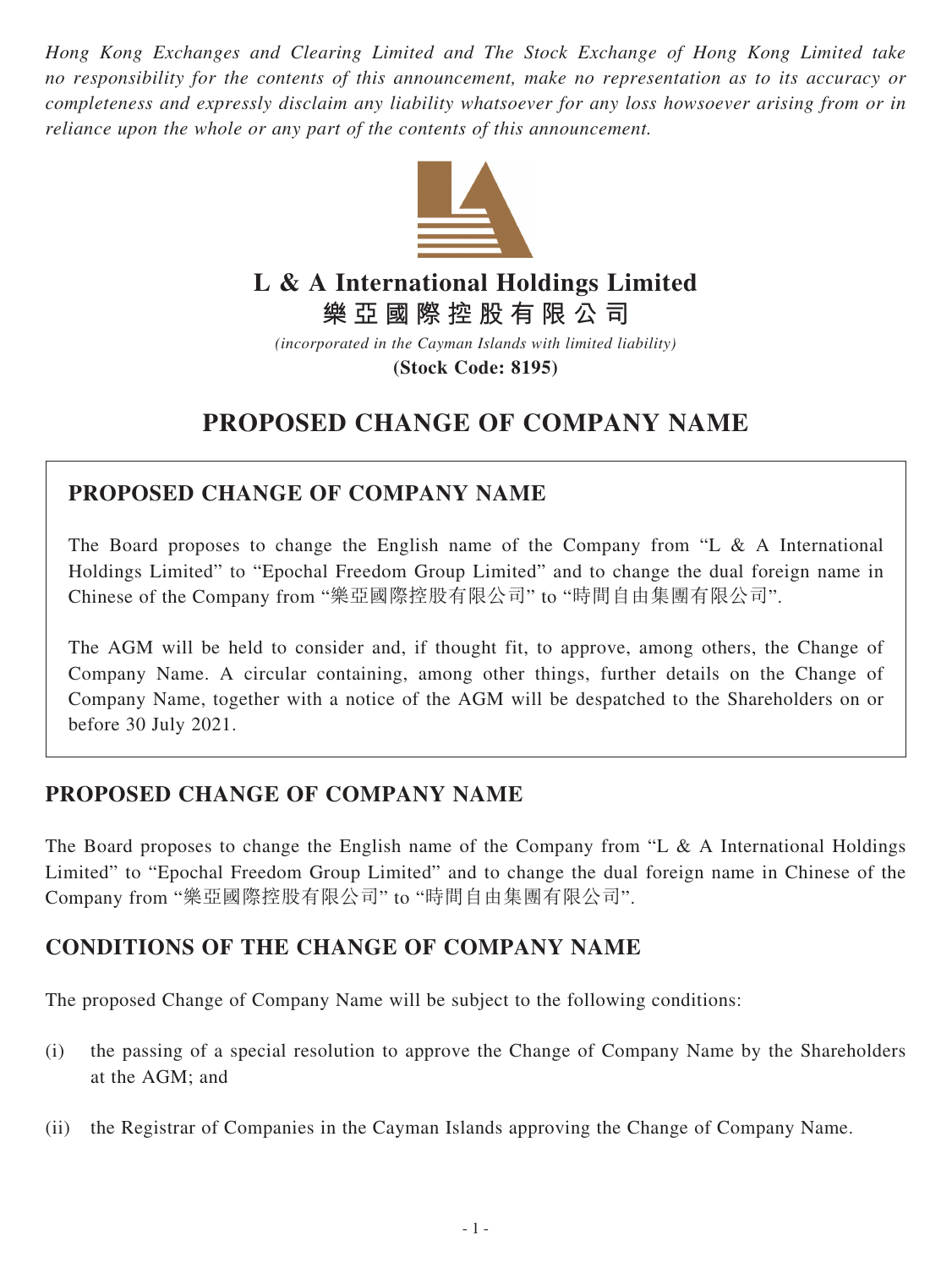*Hong Kong Exchanges and Clearing Limited and The Stock Exchange of Hong Kong Limited take no responsibility for the contents of this announcement, make no representation as to its accuracy or completeness and expressly disclaim any liability whatsoever for any loss howsoever arising from or in reliance upon the whole or any part of the contents of this announcement.*

# L & A International Holdings Limited
# 樂亞國際控股有限公司

*(incorporated in the Cayman Islands with limited liability)*

**(Stock Code: 8195)**

# PROPOSED CHANGE OF COMPANY NAME

## PROPOSED CHANGE OF COMPANY NAME

The Board proposes to change the English name of the Company from "L & A International Holdings Limited" to "Epochal Freedom Group Limited" and to change the dual foreign name in Chinese of the Company from "樂亞國際控股有限公司" to "時間自由集團有限公司".

The AGM will be held to consider and, if thought fit, to approve, among others, the Change of Company Name. A circular containing, among other things, further details on the Change of Company Name, together with a notice of the AGM will be despatched to the Shareholders on or before 30 July 2021.

## PROPOSED CHANGE OF COMPANY NAME

The Board proposes to change the English name of the Company from "L & A International Holdings Limited" to "Epochal Freedom Group Limited" and to change the dual foreign name in Chinese of the Company from "樂亞國際控股有限公司" to "時間自由集團有限公司".

## CONDITIONS OF THE CHANGE OF COMPANY NAME

The proposed Change of Company Name will be subject to the following conditions:

(i) the passing of a special resolution to approve the Change of Company Name by the Shareholders at the AGM; and

(ii) the Registrar of Companies in the Cayman Islands approving the Change of Company Name.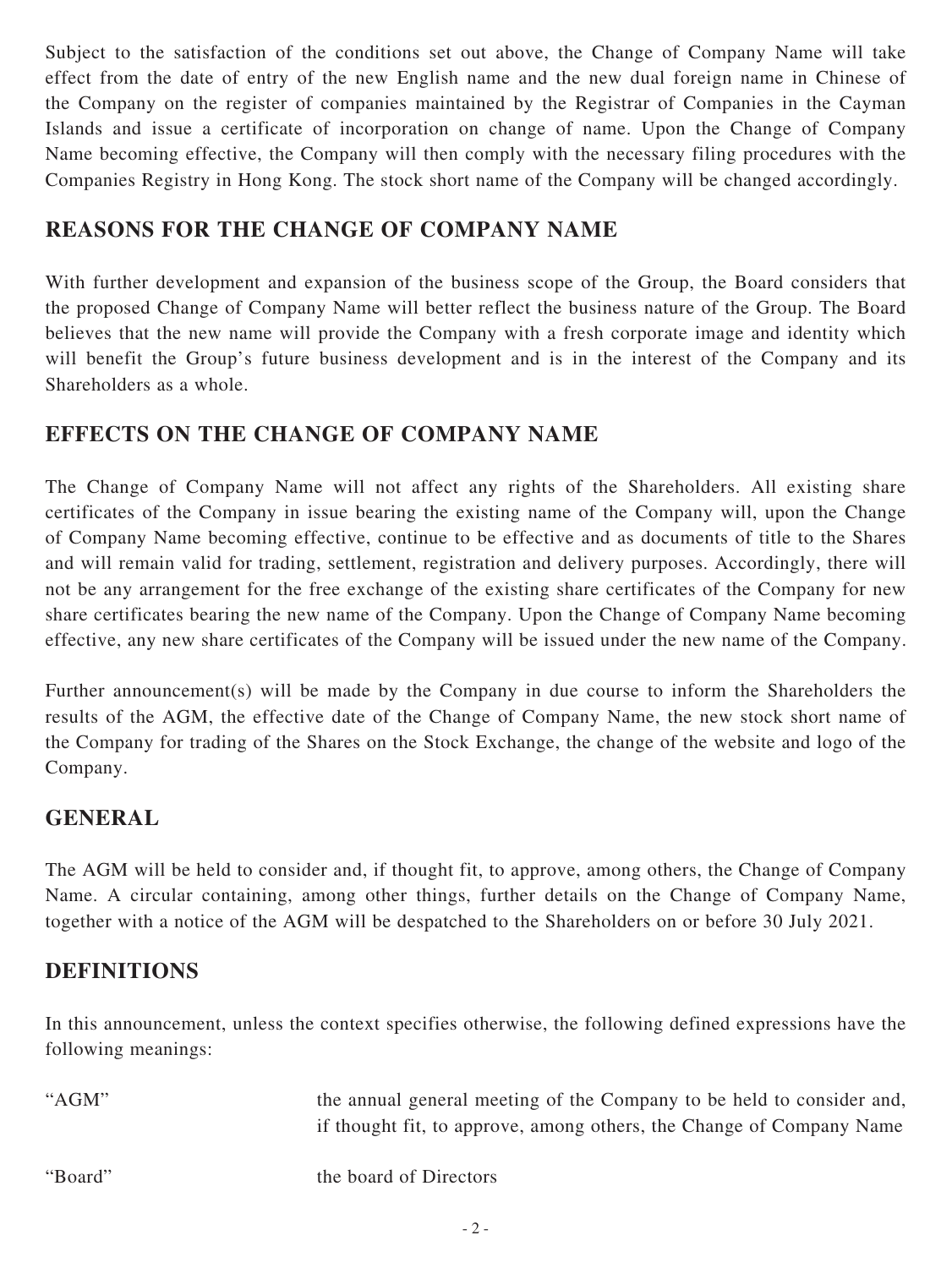Subject to the satisfaction of the conditions set out above, the Change of Company Name will take effect from the date of entry of the new English name and the new dual foreign name in Chinese of the Company on the register of companies maintained by the Registrar of Companies in the Cayman Islands and issue a certificate of incorporation on change of name. Upon the Change of Company Name becoming effective, the Company will then comply with the necessary filing procedures with the Companies Registry in Hong Kong. The stock short name of the Company will be changed accordingly.

## REASONS FOR THE CHANGE OF COMPANY NAME

With further development and expansion of the business scope of the Group, the Board considers that the proposed Change of Company Name will better reflect the business nature of the Group. The Board believes that the new name will provide the Company with a fresh corporate image and identity which will benefit the Group's future business development and is in the interest of the Company and its Shareholders as a whole.

## EFFECTS ON THE CHANGE OF COMPANY NAME

The Change of Company Name will not affect any rights of the Shareholders. All existing share certificates of the Company in issue bearing the existing name of the Company will, upon the Change of Company Name becoming effective, continue to be effective and as documents of title to the Shares and will remain valid for trading, settlement, registration and delivery purposes. Accordingly, there will not be any arrangement for the free exchange of the existing share certificates of the Company for new share certificates bearing the new name of the Company. Upon the Change of Company Name becoming effective, any new share certificates of the Company will be issued under the new name of the Company.

Further announcement(s) will be made by the Company in due course to inform the Shareholders the results of the AGM, the effective date of the Change of Company Name, the new stock short name of the Company for trading of the Shares on the Stock Exchange, the change of the website and logo of the Company.

## GENERAL

The AGM will be held to consider and, if thought fit, to approve, among others, the Change of Company Name. A circular containing, among other things, further details on the Change of Company Name, together with a notice of the AGM will be despatched to the Shareholders on or before 30 July 2021.

## DEFINITIONS

In this announcement, unless the context specifies otherwise, the following defined expressions have the following meanings:

| | |
|---|---|
| "AGM" | the annual general meeting of the Company to be held to consider and, if thought fit, to approve, among others, the Change of Company Name |
| "Board" | the board of Directors |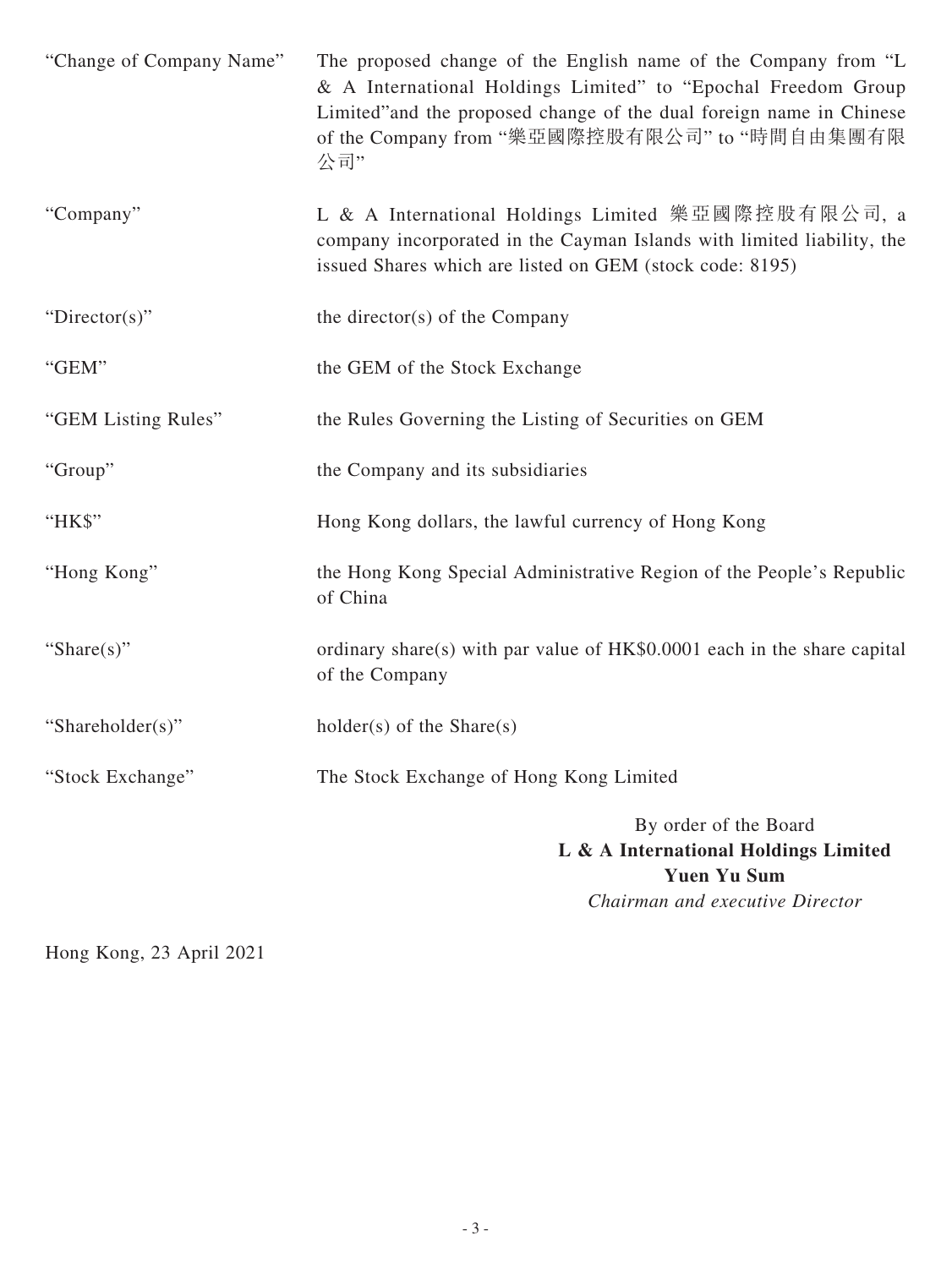| | |
|---|---|
| "Change of Company Name" | The proposed change of the English name of the Company from "L & A International Holdings Limited" to "Epochal Freedom Group Limited"and the proposed change of the dual foreign name in Chinese of the Company from "樂亞國際控股有限公司" to "時間自由集團有限公司" |
| "Company" | L & A International Holdings Limited 樂亞國際控股有限公司, a company incorporated in the Cayman Islands with limited liability, the issued Shares which are listed on GEM (stock code: 8195) |
| "Director(s)" | the director(s) of the Company |
| "GEM" | the GEM of the Stock Exchange |
| "GEM Listing Rules" | the Rules Governing the Listing of Securities on GEM |
| "Group" | the Company and its subsidiaries |
| "HK$" | Hong Kong dollars, the lawful currency of Hong Kong |
| "Hong Kong" | the Hong Kong Special Administrative Region of the People's Republic of China |
| "Share(s)" | ordinary share(s) with par value of HK$0.0001 each in the share capital of the Company |
| "Shareholder(s)" | holder(s) of the Share(s) |
| "Stock Exchange" | The Stock Exchange of Hong Kong Limited |

By order of the Board
**L & A International Holdings Limited**
**Yuen Yu Sum**
*Chairman and executive Director*

Hong Kong, 23 April 2021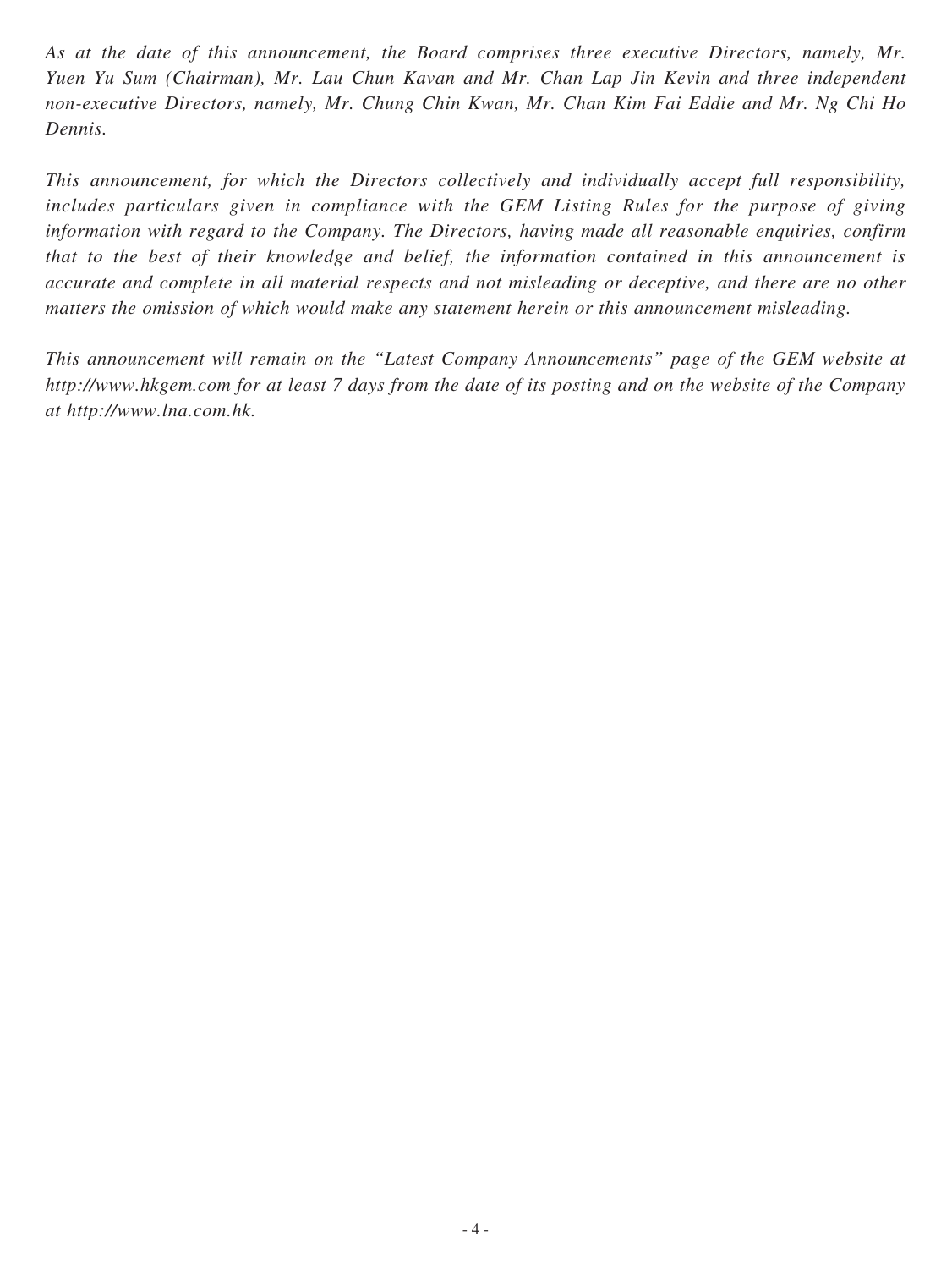*As at the date of this announcement, the Board comprises three executive Directors, namely, Mr. Yuen Yu Sum (Chairman), Mr. Lau Chun Kavan and Mr. Chan Lap Jin Kevin and three independent non-executive Directors, namely, Mr. Chung Chin Kwan, Mr. Chan Kim Fai Eddie and Mr. Ng Chi Ho Dennis.*

*This announcement, for which the Directors collectively and individually accept full responsibility, includes particulars given in compliance with the GEM Listing Rules for the purpose of giving information with regard to the Company. The Directors, having made all reasonable enquiries, confirm that to the best of their knowledge and belief, the information contained in this announcement is accurate and complete in all material respects and not misleading or deceptive, and there are no other matters the omission of which would make any statement herein or this announcement misleading.*

*This announcement will remain on the "Latest Company Announcements" page of the GEM website at http://www.hkgem.com for at least 7 days from the date of its posting and on the website of the Company at http://www.lna.com.hk.*